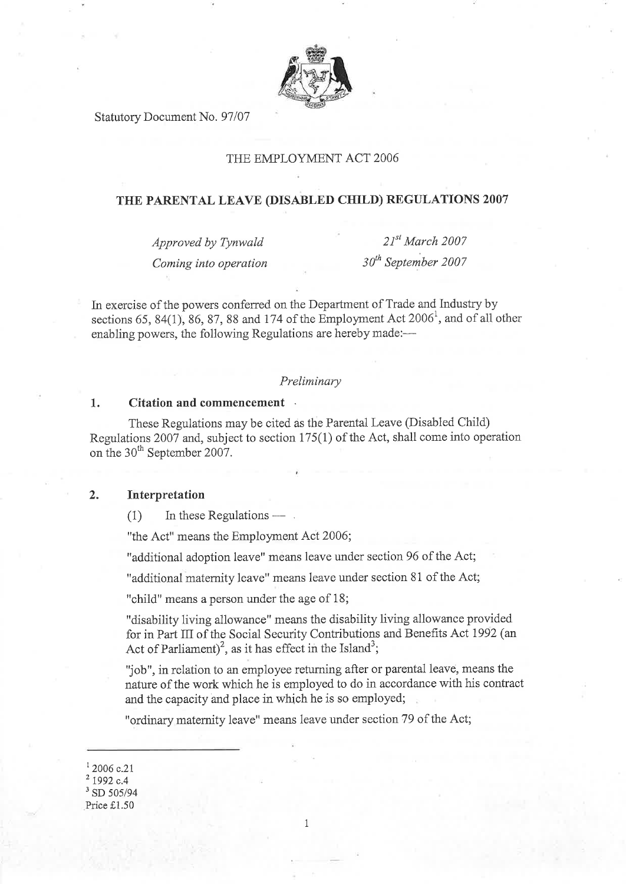Statutory Document No. 97/07

THE EMPLOYMENT ACT 2006

# THE PARENTAL LEAVE (DISABLED CHILD) REGULATIONS 2007

| | |
|---|---|
| *Approved by Tynwald* | *21st March 2007* |
| *Coming into operation* | *30th September 2007* |

In exercise of the powers conferred on the Department of Trade and Industry by sections 65, 84(1), 86, 87, 88 and 174 of the Employment Act 2006[1], and of all other enabling powers, the following Regulations are hereby made:—

*Preliminary*

## 1. Citation and commencement

These Regulations may be cited as the Parental Leave (Disabled Child) Regulations 2007 and, subject to section 175(1) of the Act, shall come into operation on the 30th September 2007.

## 2. Interpretation

(1) In these Regulations —

"the Act" means the Employment Act 2006;

"additional adoption leave" means leave under section 96 of the Act;

"additional maternity leave" means leave under section 81 of the Act;

"child" means a person under the age of 18;

"disability living allowance" means the disability living allowance provided for in Part III of the Social Security Contributions and Benefits Act 1992 (an Act of Parliament)[2], as it has effect in the Island[3];

"job", in relation to an employee returning after or parental leave, means the nature of the work which he is employed to do in accordance with his contract and the capacity and place in which he is so employed;

"ordinary maternity leave" means leave under section 79 of the Act;

---

[1] 2006 c.21
[2] 1992 c.4
[3] SD 505/94

Price £1.50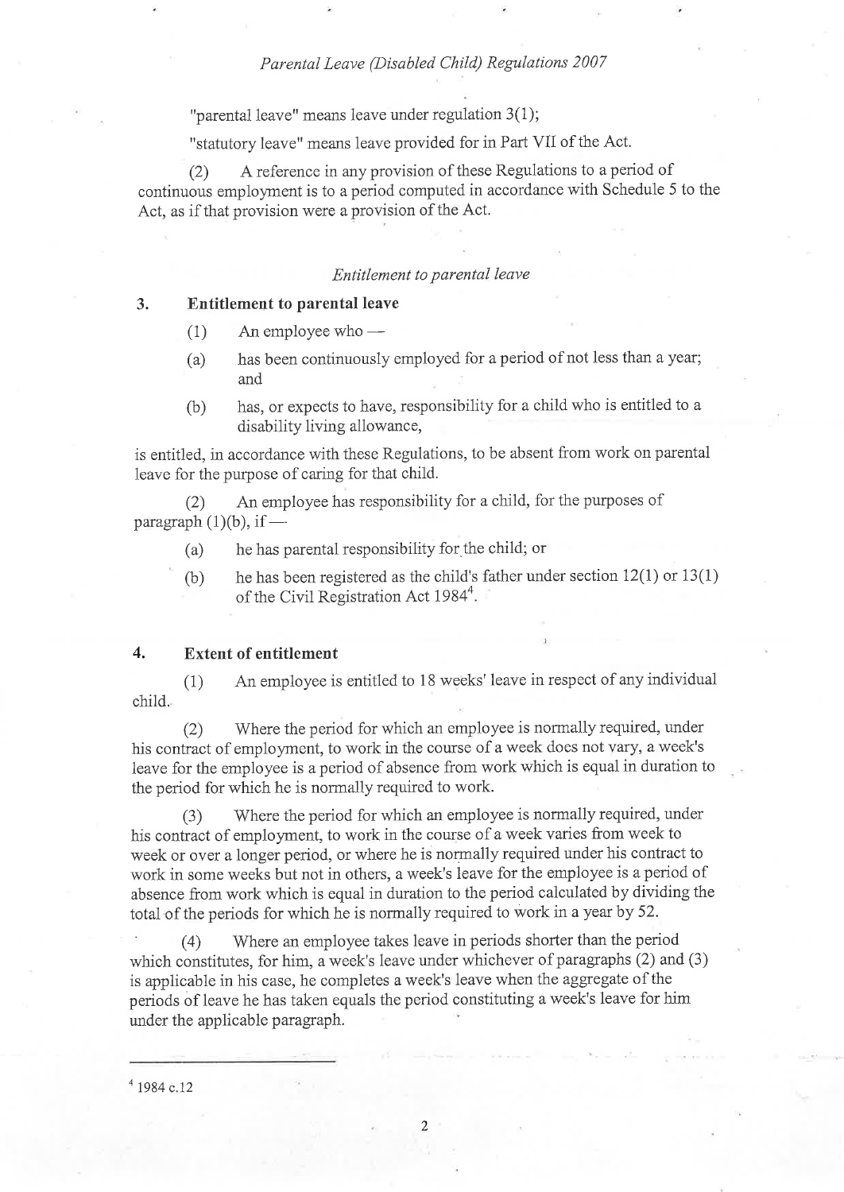"parental leave" means leave under regulation 3(1);

"statutory leave" means leave provided for in Part VII of the Act.

(2) A reference in any provision of these Regulations to a period of continuous employment is to a period computed in accordance with Schedule 5 to the Act, as if that provision were a provision of the Act.

*Entitlement to parental leave*

## 3. Entitlement to parental leave

(1) An employee who —

(a) has been continuously employed for a period of not less than a year; and

(b) has, or expects to have, responsibility for a child who is entitled to a disability living allowance,

is entitled, in accordance with these Regulations, to be absent from work on parental leave for the purpose of caring for that child.

(2) An employee has responsibility for a child, for the purposes of paragraph (1)(b), if —

(a) he has parental responsibility for the child; or

(b) he has been registered as the child's father under section 12(1) or 13(1) of the Civil Registration Act 1984[4].

## 4. Extent of entitlement

(1) An employee is entitled to 18 weeks' leave in respect of any individual child.

(2) Where the period for which an employee is normally required, under his contract of employment, to work in the course of a week does not vary, a week's leave for the employee is a period of absence from work which is equal in duration to the period for which he is normally required to work.

(3) Where the period for which an employee is normally required, under his contract of employment, to work in the course of a week varies from week to week or over a longer period, or where he is normally required under his contract to work in some weeks but not in others, a week's leave for the employee is a period of absence from work which is equal in duration to the period calculated by dividing the total of the periods for which he is normally required to work in a year by 52.

(4) Where an employee takes leave in periods shorter than the period which constitutes, for him, a week's leave under whichever of paragraphs (2) and (3) is applicable in his case, he completes a week's leave when the aggregate of the periods of leave he has taken equals the period constituting a week's leave for him under the applicable paragraph.

---

[4] 1984 c.12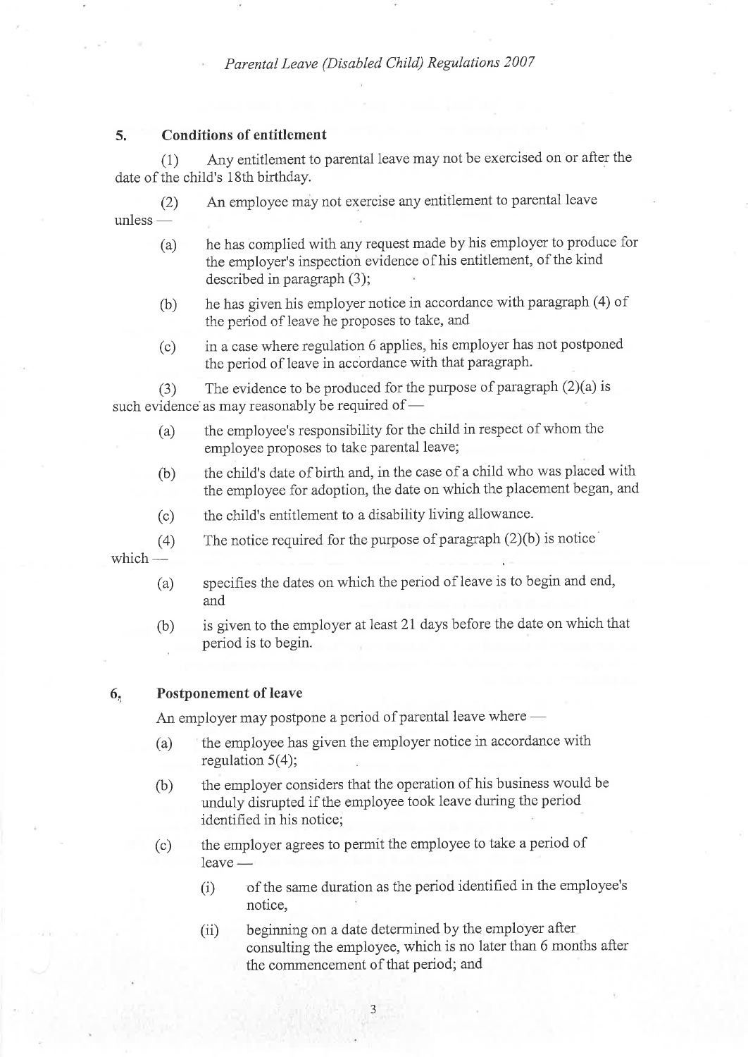## 5. Conditions of entitlement

(1) Any entitlement to parental leave may not be exercised on or after the date of the child's 18th birthday.

(2) An employee may not exercise any entitlement to parental leave unless —

(a) he has complied with any request made by his employer to produce for the employer's inspection evidence of his entitlement, of the kind described in paragraph (3);

(b) he has given his employer notice in accordance with paragraph (4) of the period of leave he proposes to take, and

(c) in a case where regulation 6 applies, his employer has not postponed the period of leave in accordance with that paragraph.

(3) The evidence to be produced for the purpose of paragraph (2)(a) is such evidence as may reasonably be required of —

(a) the employee's responsibility for the child in respect of whom the employee proposes to take parental leave;

(b) the child's date of birth and, in the case of a child who was placed with the employee for adoption, the date on which the placement began, and

(c) the child's entitlement to a disability living allowance.

(4) The notice required for the purpose of paragraph (2)(b) is notice which —

(a) specifies the dates on which the period of leave is to begin and end, and

(b) is given to the employer at least 21 days before the date on which that period is to begin.

## 6. Postponement of leave

An employer may postpone a period of parental leave where —

(a) the employee has given the employer notice in accordance with regulation 5(4);

(b) the employer considers that the operation of his business would be unduly disrupted if the employee took leave during the period identified in his notice;

(c) the employer agrees to permit the employee to take a period of leave —

(i) of the same duration as the period identified in the employee's notice,

(ii) beginning on a date determined by the employer after consulting the employee, which is no later than 6 months after the commencement of that period; and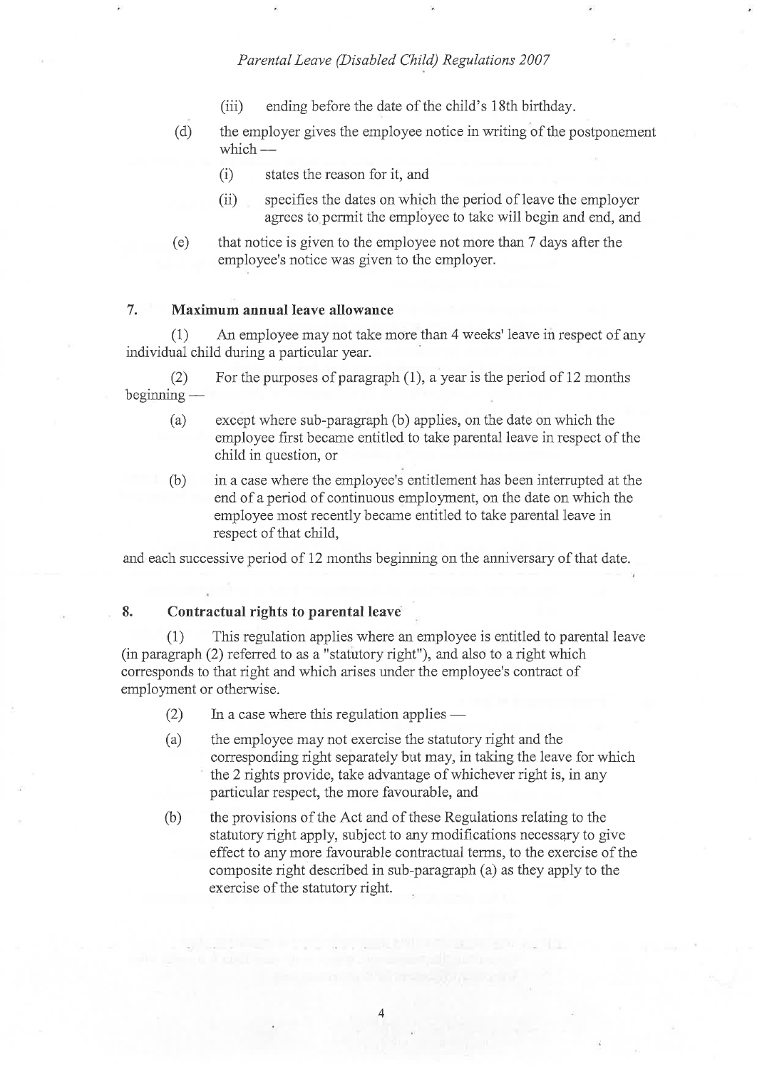(iii) ending before the date of the child's 18th birthday.

(d) the employer gives the employee notice in writing of the postponement which —

(i) states the reason for it, and

(ii) specifies the dates on which the period of leave the employer agrees to permit the employee to take will begin and end, and

(e) that notice is given to the employee not more than 7 days after the employee's notice was given to the employer.

## 7. Maximum annual leave allowance

(1) An employee may not take more than 4 weeks' leave in respect of any individual child during a particular year.

(2) For the purposes of paragraph (1), a year is the period of 12 months beginning —

(a) except where sub-paragraph (b) applies, on the date on which the employee first became entitled to take parental leave in respect of the child in question, or

(b) in a case where the employee's entitlement has been interrupted at the end of a period of continuous employment, on the date on which the employee most recently became entitled to take parental leave in respect of that child,

and each successive period of 12 months beginning on the anniversary of that date.

## 8. Contractual rights to parental leave

(1) This regulation applies where an employee is entitled to parental leave (in paragraph (2) referred to as a "statutory right"), and also to a right which corresponds to that right and which arises under the employee's contract of employment or otherwise.

(2) In a case where this regulation applies —

(a) the employee may not exercise the statutory right and the corresponding right separately but may, in taking the leave for which the 2 rights provide, take advantage of whichever right is, in any particular respect, the more favourable, and

(b) the provisions of the Act and of these Regulations relating to the statutory right apply, subject to any modifications necessary to give effect to any more favourable contractual terms, to the exercise of the composite right described in sub-paragraph (a) as they apply to the exercise of the statutory right.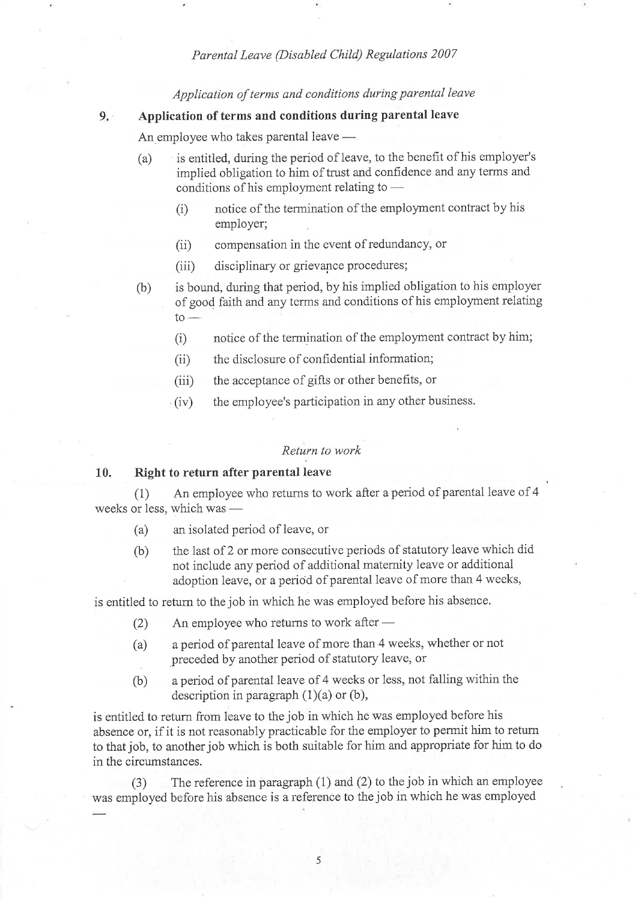*Application of terms and conditions during parental leave*

## 9. Application of terms and conditions during parental leave

An employee who takes parental leave —

(a) is entitled, during the period of leave, to the benefit of his employer's implied obligation to him of trust and confidence and any terms and conditions of his employment relating to —

(i) notice of the termination of the employment contract by his employer;

(ii) compensation in the event of redundancy, or

(iii) disciplinary or grievance procedures;

(b) is bound, during that period, by his implied obligation to his employer of good faith and any terms and conditions of his employment relating to —

(i) notice of the termination of the employment contract by him;

(ii) the disclosure of confidential information;

(iii) the acceptance of gifts or other benefits, or

(iv) the employee's participation in any other business.

*Return to work*

## 10. Right to return after parental leave

(1) An employee who returns to work after a period of parental leave of 4 weeks or less, which was —

(a) an isolated period of leave, or

(b) the last of 2 or more consecutive periods of statutory leave which did not include any period of additional maternity leave or additional adoption leave, or a period of parental leave of more than 4 weeks,

is entitled to return to the job in which he was employed before his absence.

(2) An employee who returns to work after —

(a) a period of parental leave of more than 4 weeks, whether or not preceded by another period of statutory leave, or

(b) a period of parental leave of 4 weeks or less, not falling within the description in paragraph (1)(a) or (b),

is entitled to return from leave to the job in which he was employed before his absence or, if it is not reasonably practicable for the employer to permit him to return to that job, to another job which is both suitable for him and appropriate for him to do in the circumstances.

(3) The reference in paragraph (1) and (2) to the job in which an employee was employed before his absence is a reference to the job in which he was employed —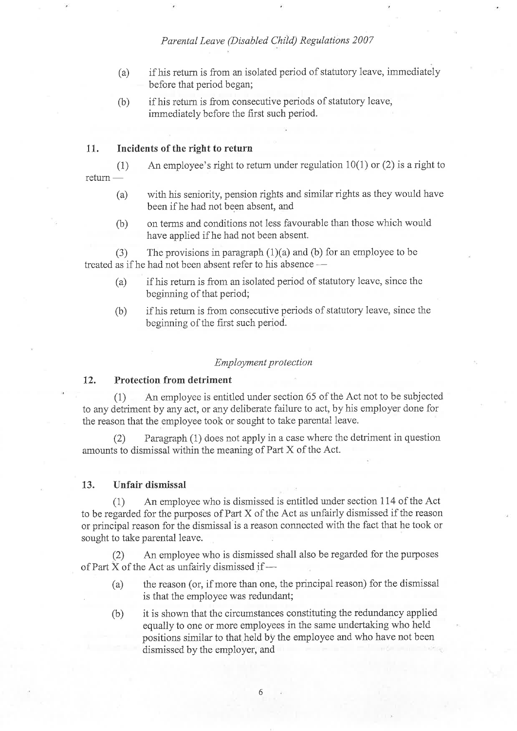(a) if his return is from an isolated period of statutory leave, immediately before that period began;

(b) if his return is from consecutive periods of statutory leave, immediately before the first such period.

### 11. Incidents of the right to return

(1) An employee's right to return under regulation 10(1) or (2) is a right to return —

(a) with his seniority, pension rights and similar rights as they would have been if he had not been absent, and

(b) on terms and conditions not less favourable than those which would have applied if he had not been absent.

(3) The provisions in paragraph (1)(a) and (b) for an employee to be treated as if he had not been absent refer to his absence —

(a) if his return is from an isolated period of statutory leave, since the beginning of that period;

(b) if his return is from consecutive periods of statutory leave, since the beginning of the first such period.

*Employment protection*

### 12. Protection from detriment

(1) An employee is entitled under section 65 of the Act not to be subjected to any detriment by any act, or any deliberate failure to act, by his employer done for the reason that the employee took or sought to take parental leave.

(2) Paragraph (1) does not apply in a case where the detriment in question amounts to dismissal within the meaning of Part X of the Act.

### 13. Unfair dismissal

(1) An employee who is dismissed is entitled under section 114 of the Act to be regarded for the purposes of Part X of the Act as unfairly dismissed if the reason or principal reason for the dismissal is a reason connected with the fact that he took or sought to take parental leave.

(2) An employee who is dismissed shall also be regarded for the purposes of Part X of the Act as unfairly dismissed if —

(a) the reason (or, if more than one, the principal reason) for the dismissal is that the employee was redundant;

(b) it is shown that the circumstances constituting the redundancy applied equally to one or more employees in the same undertaking who held positions similar to that held by the employee and who have not been dismissed by the employer, and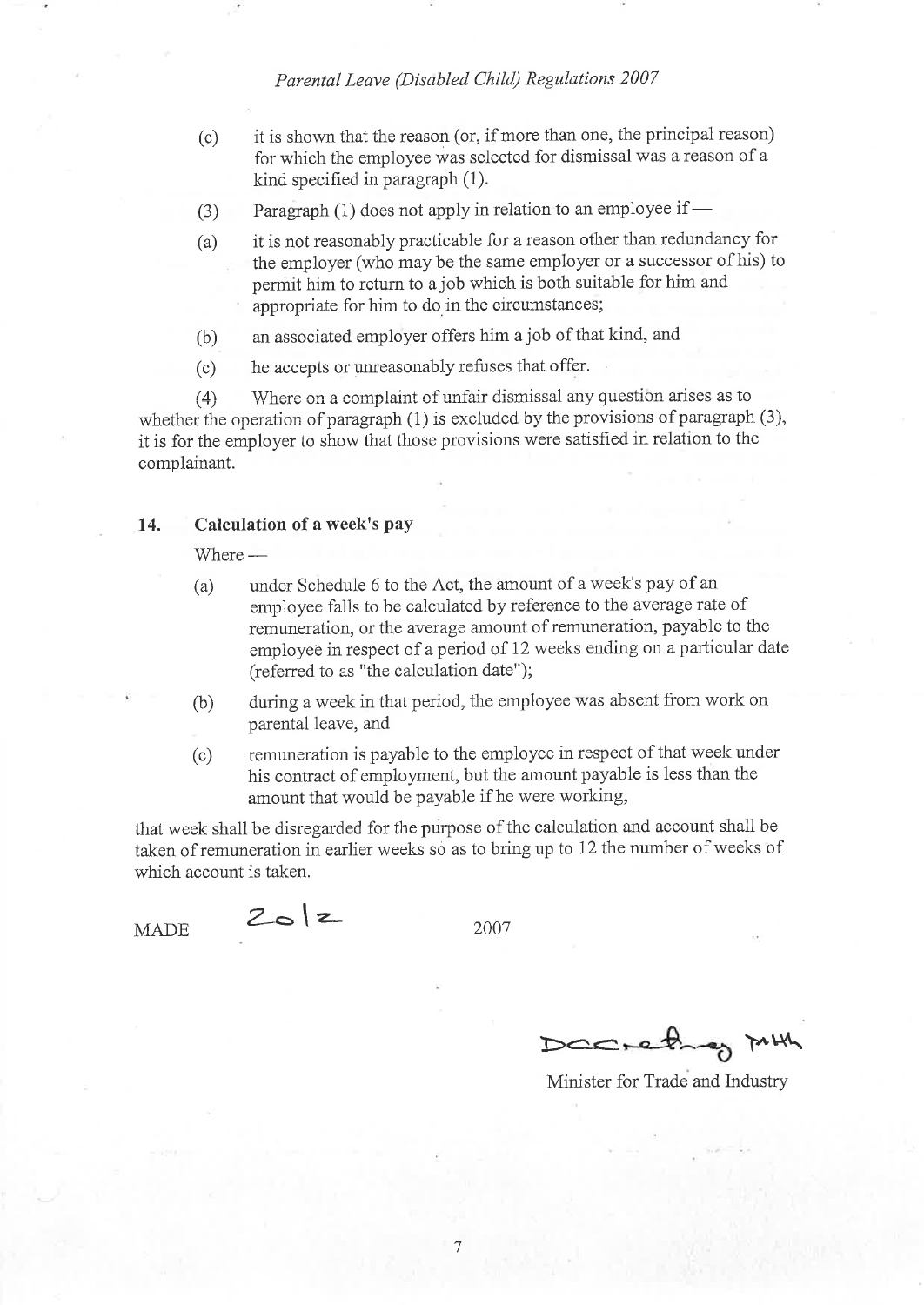(c) it is shown that the reason (or, if more than one, the principal reason) for which the employee was selected for dismissal was a reason of a kind specified in paragraph (1).

(3) Paragraph (1) does not apply in relation to an employee if —

(a) it is not reasonably practicable for a reason other than redundancy for the employer (who may be the same employer or a successor of his) to permit him to return to a job which is both suitable for him and appropriate for him to do in the circumstances;

(b) an associated employer offers him a job of that kind, and

(c) he accepts or unreasonably refuses that offer.

(4) Where on a complaint of unfair dismissal any question arises as to whether the operation of paragraph (1) is excluded by the provisions of paragraph (3), it is for the employer to show that those provisions were satisfied in relation to the complainant.

## 14. Calculation of a week's pay

Where —

(a) under Schedule 6 to the Act, the amount of a week's pay of an employee falls to be calculated by reference to the average rate of remuneration, or the average amount of remuneration, payable to the employee in respect of a period of 12 weeks ending on a particular date (referred to as "the calculation date");

(b) during a week in that period, the employee was absent from work on parental leave, and

(c) remuneration is payable to the employee in respect of that week under his contract of employment, but the amount payable is less than the amount that would be payable if he were working,

that week shall be disregarded for the purpose of the calculation and account shall be taken of remuneration in earlier weeks so as to bring up to 12 the number of weeks of which account is taken.

MADE 20/2 2007

Minister for Trade and Industry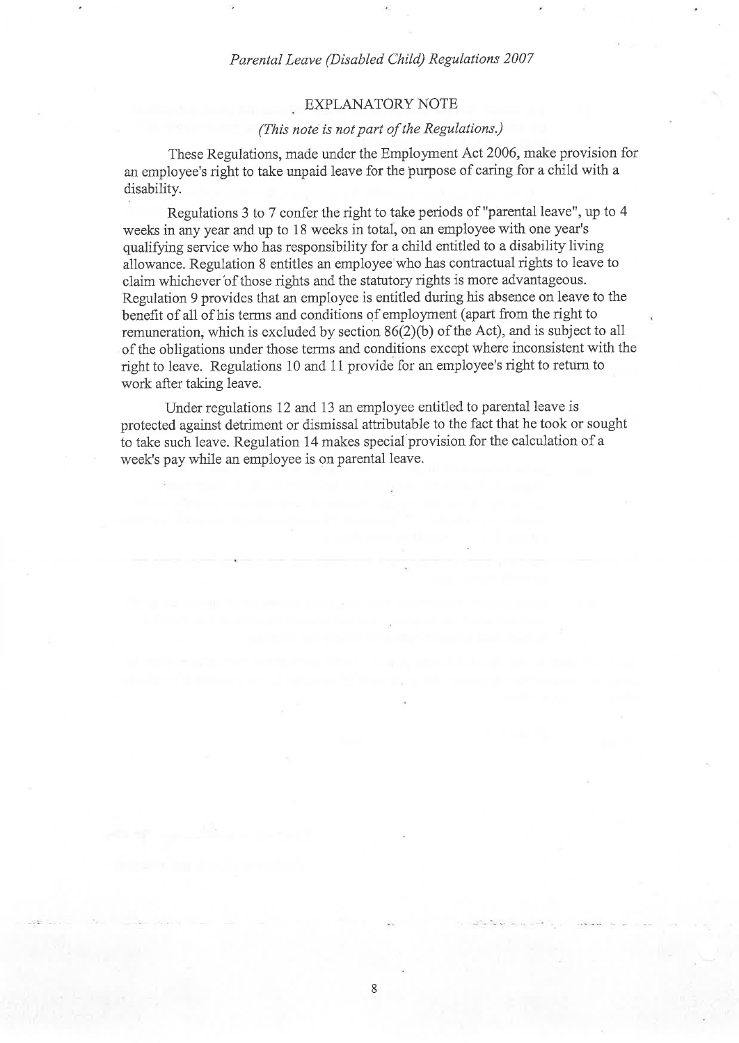*Parental Leave (Disabled Child) Regulations 2007*

## EXPLANATORY NOTE

*(This note is not part of the Regulations.)*

These Regulations, made under the Employment Act 2006, make provision for an employee's right to take unpaid leave for the purpose of caring for a child with a disability.

Regulations 3 to 7 confer the right to take periods of "parental leave", up to 4 weeks in any year and up to 18 weeks in total, on an employee with one year's qualifying service who has responsibility for a child entitled to a disability living allowance. Regulation 8 entitles an employee who has contractual rights to leave to claim whichever of those rights and the statutory rights is more advantageous. Regulation 9 provides that an employee is entitled during his absence on leave to the benefit of all of his terms and conditions of employment (apart from the right to remuneration, which is excluded by section 86(2)(b) of the Act), and is subject to all of the obligations under those terms and conditions except where inconsistent with the right to leave. Regulations 10 and 11 provide for an employee's right to return to work after taking leave.

Under regulations 12 and 13 an employee entitled to parental leave is protected against detriment or dismissal attributable to the fact that he took or sought to take such leave. Regulation 14 makes special provision for the calculation of a week's pay while an employee is on parental leave.